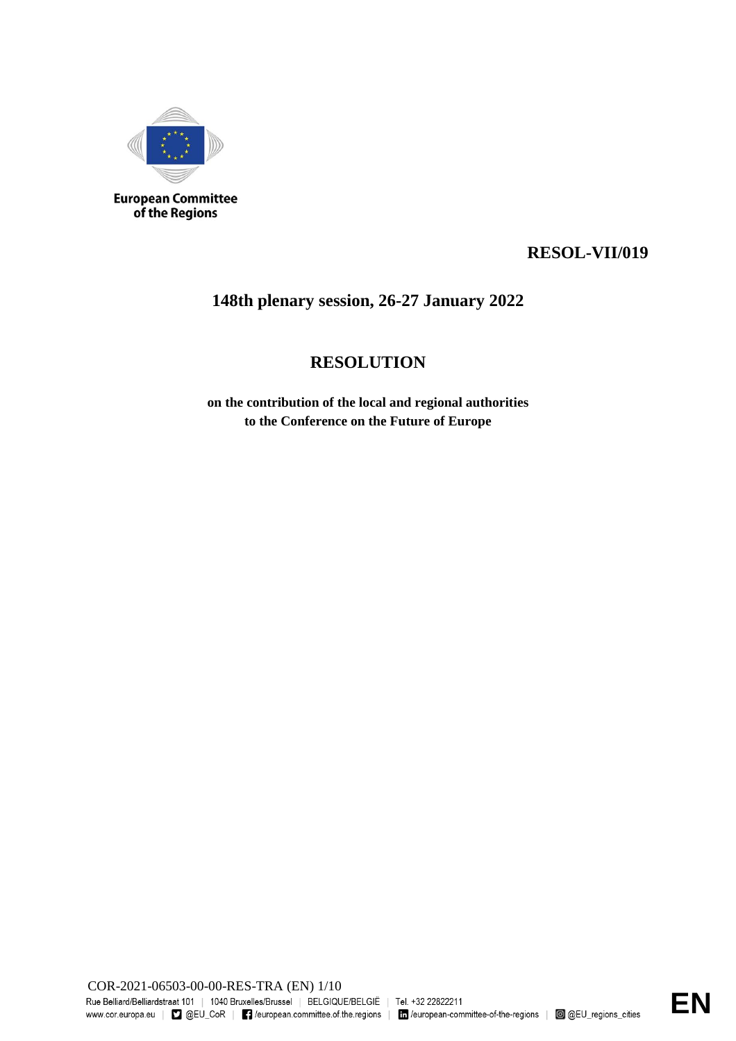European Committee of the Regions

**RESOL-VII/019**

**148th plenary session, 26-27 January 2022**

# RESOLUTION

**on the contribution of the local and regional authorities to the Conference on the Future of Europe**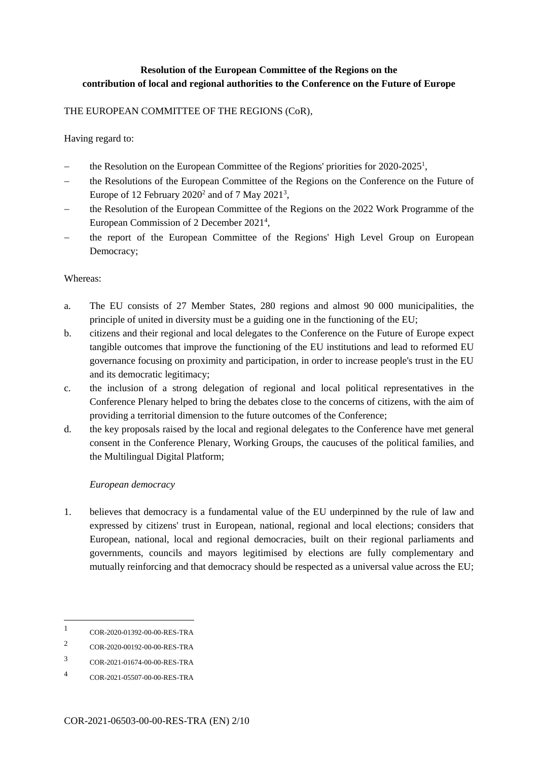**Resolution of the European Committee of the Regions on the contribution of local and regional authorities to the Conference on the Future of Europe**

THE EUROPEAN COMMITTEE OF THE REGIONS (CoR),

Having regard to:

- the Resolution on the European Committee of the Regions' priorities for 2020-2025[1],
- the Resolutions of the European Committee of the Regions on the Conference on the Future of Europe of 12 February 2020[2] and of 7 May 2021[3],
- the Resolution of the European Committee of the Regions on the 2022 Work Programme of the European Commission of 2 December 2021[4],
- the report of the European Committee of the Regions' High Level Group on European Democracy;

Whereas:

a. The EU consists of 27 Member States, 280 regions and almost 90 000 municipalities, the principle of united in diversity must be a guiding one in the functioning of the EU;

b. citizens and their regional and local delegates to the Conference on the Future of Europe expect tangible outcomes that improve the functioning of the EU institutions and lead to reformed EU governance focusing on proximity and participation, in order to increase people's trust in the EU and its democratic legitimacy;

c. the inclusion of a strong delegation of regional and local political representatives in the Conference Plenary helped to bring the debates close to the concerns of citizens, with the aim of providing a territorial dimension to the future outcomes of the Conference;

d. the key proposals raised by the local and regional delegates to the Conference have met general consent in the Conference Plenary, Working Groups, the caucuses of the political families, and the Multilingual Digital Platform;

*European democracy*

1. believes that democracy is a fundamental value of the EU underpinned by the rule of law and expressed by citizens' trust in European, national, regional and local elections; considers that European, national, local and regional democracies, built on their regional parliaments and governments, councils and mayors legitimised by elections are fully complementary and mutually reinforcing and that democracy should be respected as a universal value across the EU;

---

[1] COR-2020-01392-00-00-RES-TRA

[2] COR-2020-00192-00-00-RES-TRA

[3] COR-2021-01674-00-00-RES-TRA

[4] COR-2021-05507-00-00-RES-TRA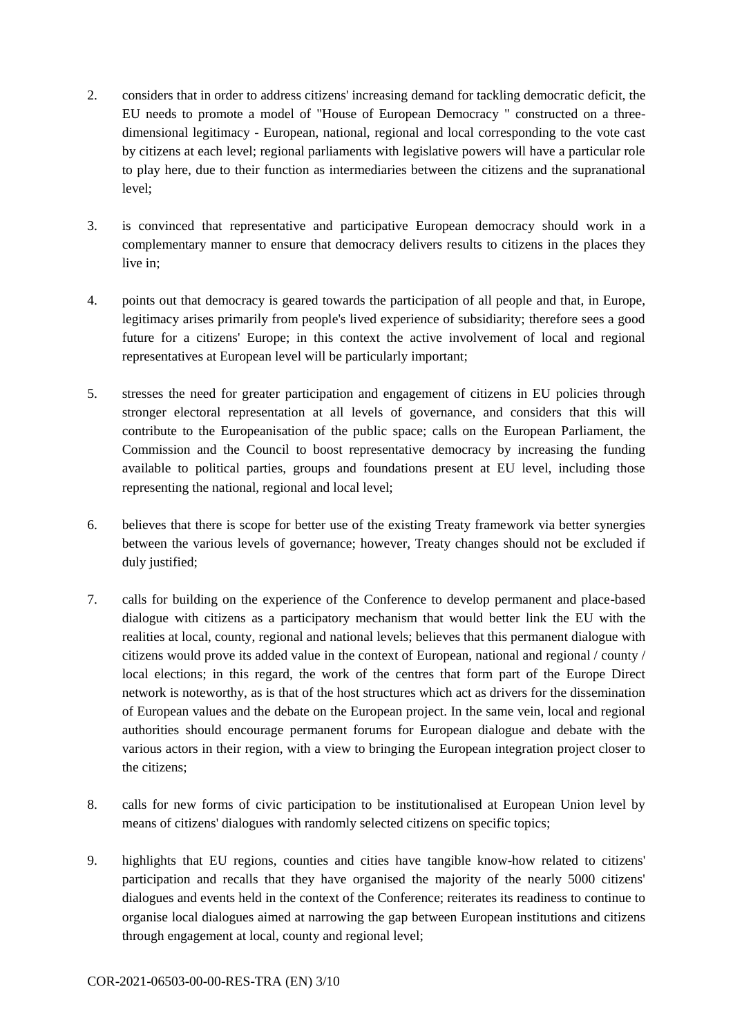2. considers that in order to address citizens' increasing demand for tackling democratic deficit, the EU needs to promote a model of "House of European Democracy " constructed on a three-dimensional legitimacy - European, national, regional and local corresponding to the vote cast by citizens at each level; regional parliaments with legislative powers will have a particular role to play here, due to their function as intermediaries between the citizens and the supranational level;

3. is convinced that representative and participative European democracy should work in a complementary manner to ensure that democracy delivers results to citizens in the places they live in;

4. points out that democracy is geared towards the participation of all people and that, in Europe, legitimacy arises primarily from people's lived experience of subsidiarity; therefore sees a good future for a citizens' Europe; in this context the active involvement of local and regional representatives at European level will be particularly important;

5. stresses the need for greater participation and engagement of citizens in EU policies through stronger electoral representation at all levels of governance, and considers that this will contribute to the Europeanisation of the public space; calls on the European Parliament, the Commission and the Council to boost representative democracy by increasing the funding available to political parties, groups and foundations present at EU level, including those representing the national, regional and local level;

6. believes that there is scope for better use of the existing Treaty framework via better synergies between the various levels of governance; however, Treaty changes should not be excluded if duly justified;

7. calls for building on the experience of the Conference to develop permanent and place-based dialogue with citizens as a participatory mechanism that would better link the EU with the realities at local, county, regional and national levels; believes that this permanent dialogue with citizens would prove its added value in the context of European, national and regional / county / local elections; in this regard, the work of the centres that form part of the Europe Direct network is noteworthy, as is that of the host structures which act as drivers for the dissemination of European values and the debate on the European project. In the same vein, local and regional authorities should encourage permanent forums for European dialogue and debate with the various actors in their region, with a view to bringing the European integration project closer to the citizens;

8. calls for new forms of civic participation to be institutionalised at European Union level by means of citizens' dialogues with randomly selected citizens on specific topics;

9. highlights that EU regions, counties and cities have tangible know-how related to citizens' participation and recalls that they have organised the majority of the nearly 5000 citizens' dialogues and events held in the context of the Conference; reiterates its readiness to continue to organise local dialogues aimed at narrowing the gap between European institutions and citizens through engagement at local, county and regional level;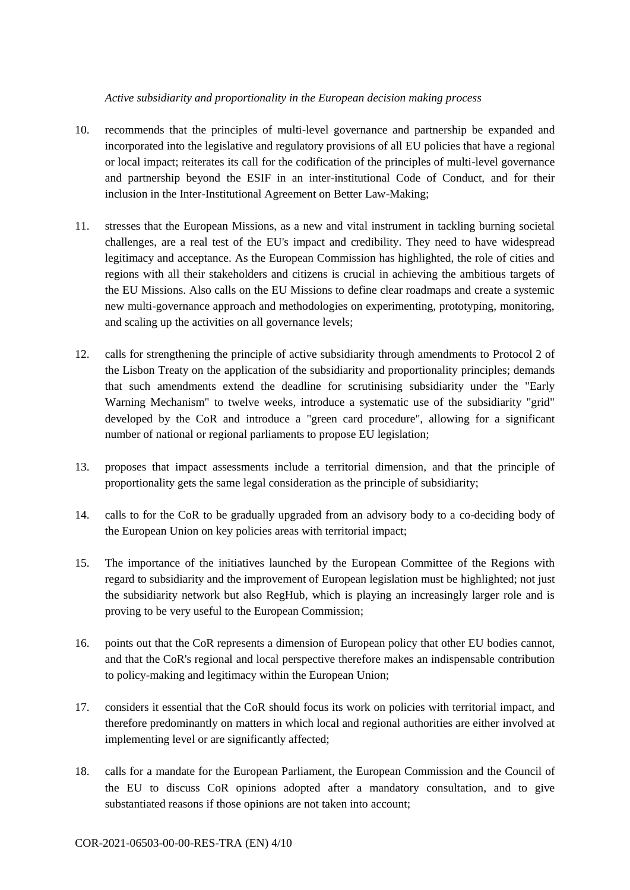*Active subsidiarity and proportionality in the European decision making process*

10. recommends that the principles of multi-level governance and partnership be expanded and incorporated into the legislative and regulatory provisions of all EU policies that have a regional or local impact; reiterates its call for the codification of the principles of multi-level governance and partnership beyond the ESIF in an inter-institutional Code of Conduct, and for their inclusion in the Inter-Institutional Agreement on Better Law-Making;

11. stresses that the European Missions, as a new and vital instrument in tackling burning societal challenges, are a real test of the EU's impact and credibility. They need to have widespread legitimacy and acceptance. As the European Commission has highlighted, the role of cities and regions with all their stakeholders and citizens is crucial in achieving the ambitious targets of the EU Missions. Also calls on the EU Missions to define clear roadmaps and create a systemic new multi-governance approach and methodologies on experimenting, prototyping, monitoring, and scaling up the activities on all governance levels;

12. calls for strengthening the principle of active subsidiarity through amendments to Protocol 2 of the Lisbon Treaty on the application of the subsidiarity and proportionality principles; demands that such amendments extend the deadline for scrutinising subsidiarity under the "Early Warning Mechanism" to twelve weeks, introduce a systematic use of the subsidiarity "grid" developed by the CoR and introduce a "green card procedure", allowing for a significant number of national or regional parliaments to propose EU legislation;

13. proposes that impact assessments include a territorial dimension, and that the principle of proportionality gets the same legal consideration as the principle of subsidiarity;

14. calls to for the CoR to be gradually upgraded from an advisory body to a co-deciding body of the European Union on key policies areas with territorial impact;

15. The importance of the initiatives launched by the European Committee of the Regions with regard to subsidiarity and the improvement of European legislation must be highlighted; not just the subsidiarity network but also RegHub, which is playing an increasingly larger role and is proving to be very useful to the European Commission;

16. points out that the CoR represents a dimension of European policy that other EU bodies cannot, and that the CoR's regional and local perspective therefore makes an indispensable contribution to policy-making and legitimacy within the European Union;

17. considers it essential that the CoR should focus its work on policies with territorial impact, and therefore predominantly on matters in which local and regional authorities are either involved at implementing level or are significantly affected;

18. calls for a mandate for the European Parliament, the European Commission and the Council of the EU to discuss CoR opinions adopted after a mandatory consultation, and to give substantiated reasons if those opinions are not taken into account;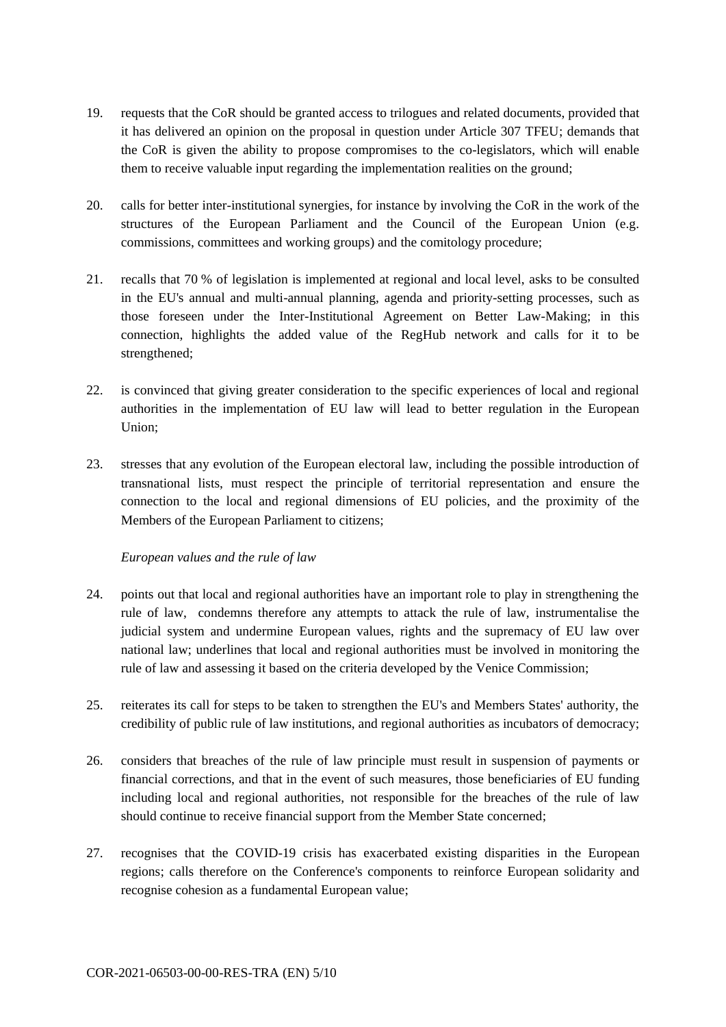19. requests that the CoR should be granted access to trilogues and related documents, provided that it has delivered an opinion on the proposal in question under Article 307 TFEU; demands that the CoR is given the ability to propose compromises to the co-legislators, which will enable them to receive valuable input regarding the implementation realities on the ground;

20. calls for better inter-institutional synergies, for instance by involving the CoR in the work of the structures of the European Parliament and the Council of the European Union (e.g. commissions, committees and working groups) and the comitology procedure;

21. recalls that 70 % of legislation is implemented at regional and local level, asks to be consulted in the EU's annual and multi-annual planning, agenda and priority-setting processes, such as those foreseen under the Inter-Institutional Agreement on Better Law-Making; in this connection, highlights the added value of the RegHub network and calls for it to be strengthened;

22. is convinced that giving greater consideration to the specific experiences of local and regional authorities in the implementation of EU law will lead to better regulation in the European Union;

23. stresses that any evolution of the European electoral law, including the possible introduction of transnational lists, must respect the principle of territorial representation and ensure the connection to the local and regional dimensions of EU policies, and the proximity of the Members of the European Parliament to citizens;

*European values and the rule of law*

24. points out that local and regional authorities have an important role to play in strengthening the rule of law, condemns therefore any attempts to attack the rule of law, instrumentalise the judicial system and undermine European values, rights and the supremacy of EU law over national law; underlines that local and regional authorities must be involved in monitoring the rule of law and assessing it based on the criteria developed by the Venice Commission;

25. reiterates its call for steps to be taken to strengthen the EU's and Members States' authority, the credibility of public rule of law institutions, and regional authorities as incubators of democracy;

26. considers that breaches of the rule of law principle must result in suspension of payments or financial corrections, and that in the event of such measures, those beneficiaries of EU funding including local and regional authorities, not responsible for the breaches of the rule of law should continue to receive financial support from the Member State concerned;

27. recognises that the COVID-19 crisis has exacerbated existing disparities in the European regions; calls therefore on the Conference's components to reinforce European solidarity and recognise cohesion as a fundamental European value;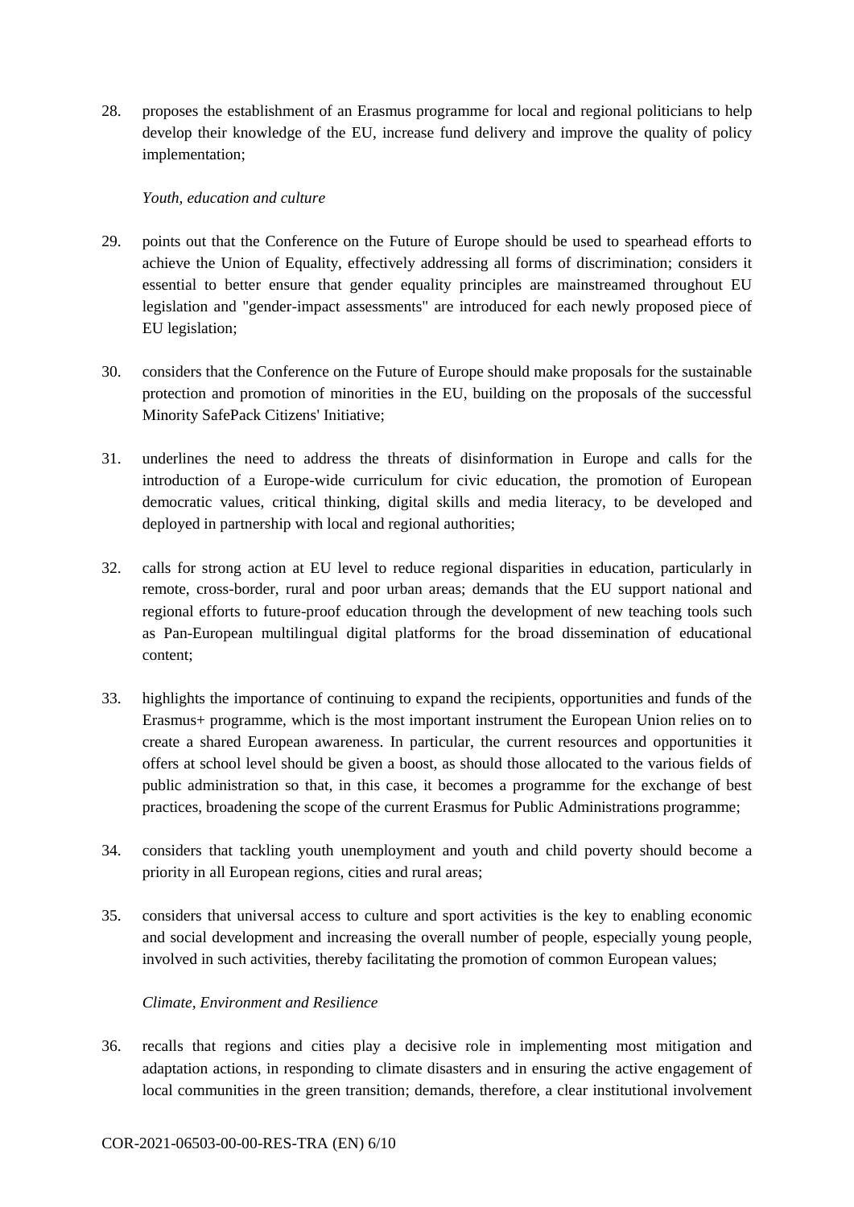28. proposes the establishment of an Erasmus programme for local and regional politicians to help develop their knowledge of the EU, increase fund delivery and improve the quality of policy implementation;

*Youth, education and culture*

29. points out that the Conference on the Future of Europe should be used to spearhead efforts to achieve the Union of Equality, effectively addressing all forms of discrimination; considers it essential to better ensure that gender equality principles are mainstreamed throughout EU legislation and "gender-impact assessments" are introduced for each newly proposed piece of EU legislation;

30. considers that the Conference on the Future of Europe should make proposals for the sustainable protection and promotion of minorities in the EU, building on the proposals of the successful Minority SafePack Citizens' Initiative;

31. underlines the need to address the threats of disinformation in Europe and calls for the introduction of a Europe-wide curriculum for civic education, the promotion of European democratic values, critical thinking, digital skills and media literacy, to be developed and deployed in partnership with local and regional authorities;

32. calls for strong action at EU level to reduce regional disparities in education, particularly in remote, cross-border, rural and poor urban areas; demands that the EU support national and regional efforts to future-proof education through the development of new teaching tools such as Pan-European multilingual digital platforms for the broad dissemination of educational content;

33. highlights the importance of continuing to expand the recipients, opportunities and funds of the Erasmus+ programme, which is the most important instrument the European Union relies on to create a shared European awareness. In particular, the current resources and opportunities it offers at school level should be given a boost, as should those allocated to the various fields of public administration so that, in this case, it becomes a programme for the exchange of best practices, broadening the scope of the current Erasmus for Public Administrations programme;

34. considers that tackling youth unemployment and youth and child poverty should become a priority in all European regions, cities and rural areas;

35. considers that universal access to culture and sport activities is the key to enabling economic and social development and increasing the overall number of people, especially young people, involved in such activities, thereby facilitating the promotion of common European values;

*Climate, Environment and Resilience*

36. recalls that regions and cities play a decisive role in implementing most mitigation and adaptation actions, in responding to climate disasters and in ensuring the active engagement of local communities in the green transition; demands, therefore, a clear institutional involvement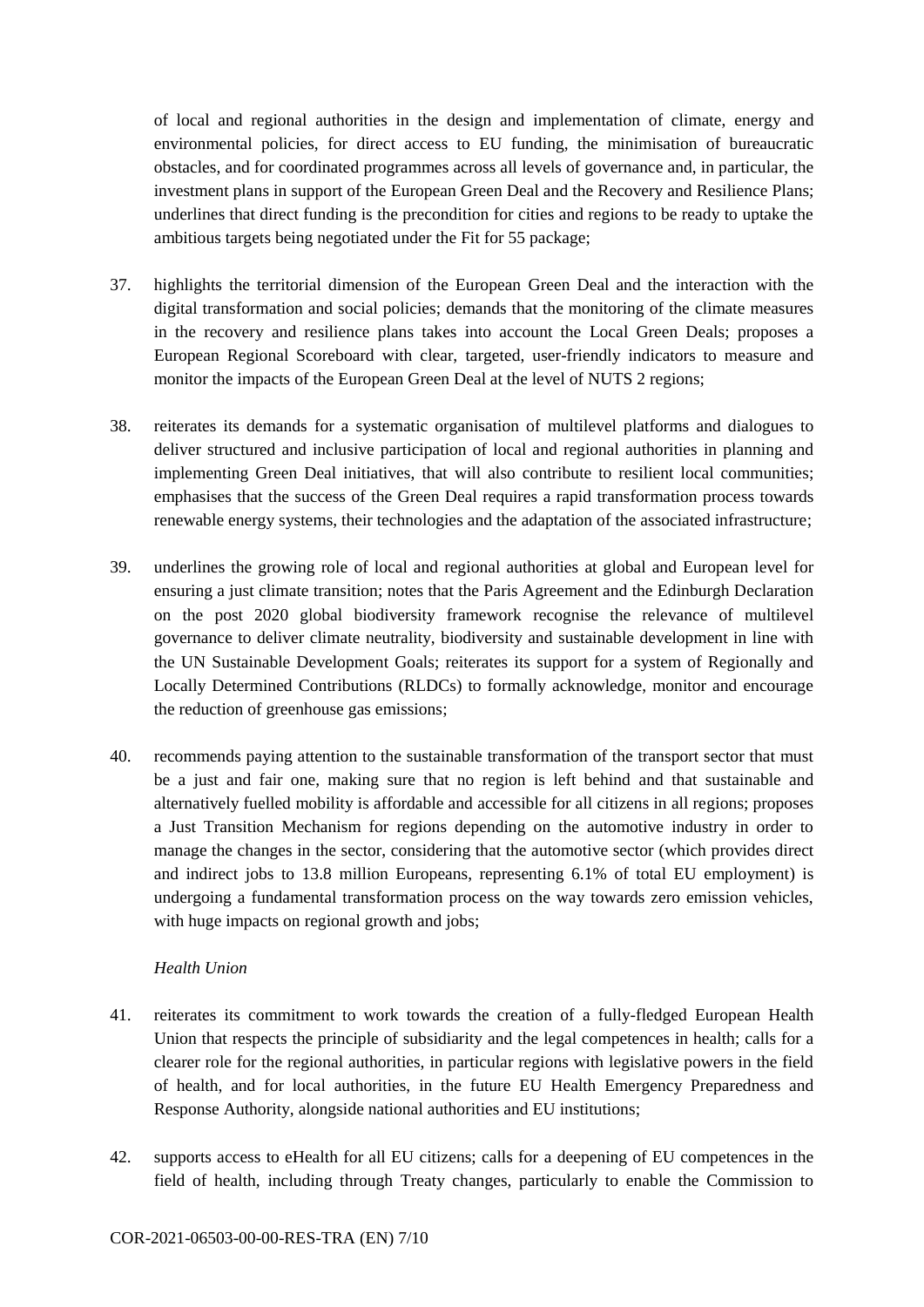of local and regional authorities in the design and implementation of climate, energy and environmental policies, for direct access to EU funding, the minimisation of bureaucratic obstacles, and for coordinated programmes across all levels of governance and, in particular, the investment plans in support of the European Green Deal and the Recovery and Resilience Plans; underlines that direct funding is the precondition for cities and regions to be ready to uptake the ambitious targets being negotiated under the Fit for 55 package;

37. highlights the territorial dimension of the European Green Deal and the interaction with the digital transformation and social policies; demands that the monitoring of the climate measures in the recovery and resilience plans takes into account the Local Green Deals; proposes a European Regional Scoreboard with clear, targeted, user-friendly indicators to measure and monitor the impacts of the European Green Deal at the level of NUTS 2 regions;

38. reiterates its demands for a systematic organisation of multilevel platforms and dialogues to deliver structured and inclusive participation of local and regional authorities in planning and implementing Green Deal initiatives, that will also contribute to resilient local communities; emphasises that the success of the Green Deal requires a rapid transformation process towards renewable energy systems, their technologies and the adaptation of the associated infrastructure;

39. underlines the growing role of local and regional authorities at global and European level for ensuring a just climate transition; notes that the Paris Agreement and the Edinburgh Declaration on the post 2020 global biodiversity framework recognise the relevance of multilevel governance to deliver climate neutrality, biodiversity and sustainable development in line with the UN Sustainable Development Goals; reiterates its support for a system of Regionally and Locally Determined Contributions (RLDCs) to formally acknowledge, monitor and encourage the reduction of greenhouse gas emissions;

40. recommends paying attention to the sustainable transformation of the transport sector that must be a just and fair one, making sure that no region is left behind and that sustainable and alternatively fuelled mobility is affordable and accessible for all citizens in all regions; proposes a Just Transition Mechanism for regions depending on the automotive industry in order to manage the changes in the sector, considering that the automotive sector (which provides direct and indirect jobs to 13.8 million Europeans, representing 6.1% of total EU employment) is undergoing a fundamental transformation process on the way towards zero emission vehicles, with huge impacts on regional growth and jobs;

*Health Union*

41. reiterates its commitment to work towards the creation of a fully-fledged European Health Union that respects the principle of subsidiarity and the legal competences in health; calls for a clearer role for the regional authorities, in particular regions with legislative powers in the field of health, and for local authorities, in the future EU Health Emergency Preparedness and Response Authority, alongside national authorities and EU institutions;

42. supports access to eHealth for all EU citizens; calls for a deepening of EU competences in the field of health, including through Treaty changes, particularly to enable the Commission to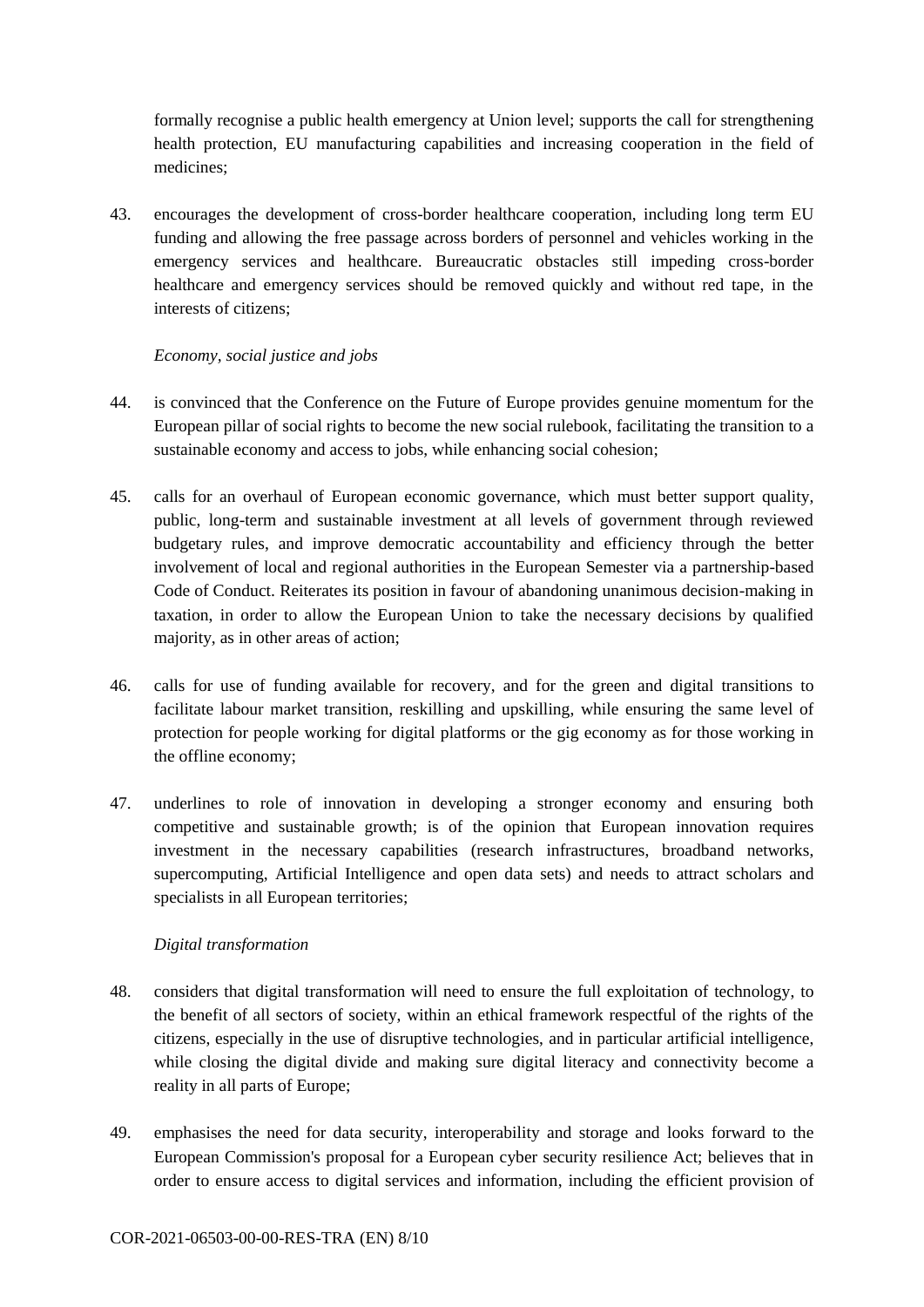formally recognise a public health emergency at Union level; supports the call for strengthening health protection, EU manufacturing capabilities and increasing cooperation in the field of medicines;

43. encourages the development of cross-border healthcare cooperation, including long term EU funding and allowing the free passage across borders of personnel and vehicles working in the emergency services and healthcare. Bureaucratic obstacles still impeding cross-border healthcare and emergency services should be removed quickly and without red tape, in the interests of citizens;

*Economy, social justice and jobs*

44. is convinced that the Conference on the Future of Europe provides genuine momentum for the European pillar of social rights to become the new social rulebook, facilitating the transition to a sustainable economy and access to jobs, while enhancing social cohesion;

45. calls for an overhaul of European economic governance, which must better support quality, public, long-term and sustainable investment at all levels of government through reviewed budgetary rules, and improve democratic accountability and efficiency through the better involvement of local and regional authorities in the European Semester via a partnership-based Code of Conduct. Reiterates its position in favour of abandoning unanimous decision-making in taxation, in order to allow the European Union to take the necessary decisions by qualified majority, as in other areas of action;

46. calls for use of funding available for recovery, and for the green and digital transitions to facilitate labour market transition, reskilling and upskilling, while ensuring the same level of protection for people working for digital platforms or the gig economy as for those working in the offline economy;

47. underlines to role of innovation in developing a stronger economy and ensuring both competitive and sustainable growth; is of the opinion that European innovation requires investment in the necessary capabilities (research infrastructures, broadband networks, supercomputing, Artificial Intelligence and open data sets) and needs to attract scholars and specialists in all European territories;

*Digital transformation*

48. considers that digital transformation will need to ensure the full exploitation of technology, to the benefit of all sectors of society, within an ethical framework respectful of the rights of the citizens, especially in the use of disruptive technologies, and in particular artificial intelligence, while closing the digital divide and making sure digital literacy and connectivity become a reality in all parts of Europe;

49. emphasises the need for data security, interoperability and storage and looks forward to the European Commission's proposal for a European cyber security resilience Act; believes that in order to ensure access to digital services and information, including the efficient provision of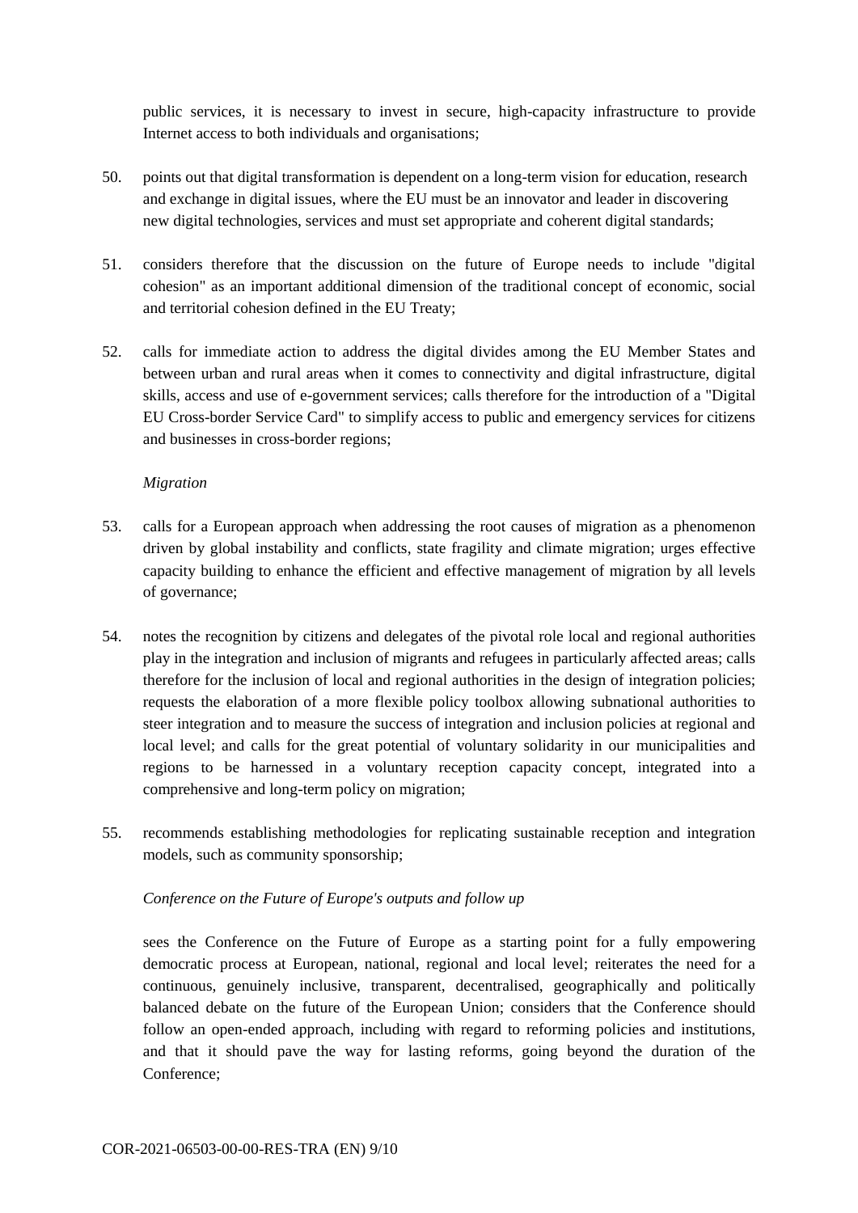public services, it is necessary to invest in secure, high-capacity infrastructure to provide Internet access to both individuals and organisations;

50. points out that digital transformation is dependent on a long-term vision for education, research and exchange in digital issues, where the EU must be an innovator and leader in discovering new digital technologies, services and must set appropriate and coherent digital standards;

51. considers therefore that the discussion on the future of Europe needs to include "digital cohesion" as an important additional dimension of the traditional concept of economic, social and territorial cohesion defined in the EU Treaty;

52. calls for immediate action to address the digital divides among the EU Member States and between urban and rural areas when it comes to connectivity and digital infrastructure, digital skills, access and use of e-government services; calls therefore for the introduction of a "Digital EU Cross-border Service Card" to simplify access to public and emergency services for citizens and businesses in cross-border regions;

*Migration*

53. calls for a European approach when addressing the root causes of migration as a phenomenon driven by global instability and conflicts, state fragility and climate migration; urges effective capacity building to enhance the efficient and effective management of migration by all levels of governance;

54. notes the recognition by citizens and delegates of the pivotal role local and regional authorities play in the integration and inclusion of migrants and refugees in particularly affected areas; calls therefore for the inclusion of local and regional authorities in the design of integration policies; requests the elaboration of a more flexible policy toolbox allowing subnational authorities to steer integration and to measure the success of integration and inclusion policies at regional and local level; and calls for the great potential of voluntary solidarity in our municipalities and regions to be harnessed in a voluntary reception capacity concept, integrated into a comprehensive and long-term policy on migration;

55. recommends establishing methodologies for replicating sustainable reception and integration models, such as community sponsorship;

*Conference on the Future of Europe's outputs and follow up*

sees the Conference on the Future of Europe as a starting point for a fully empowering democratic process at European, national, regional and local level; reiterates the need for a continuous, genuinely inclusive, transparent, decentralised, geographically and politically balanced debate on the future of the European Union; considers that the Conference should follow an open-ended approach, including with regard to reforming policies and institutions, and that it should pave the way for lasting reforms, going beyond the duration of the Conference;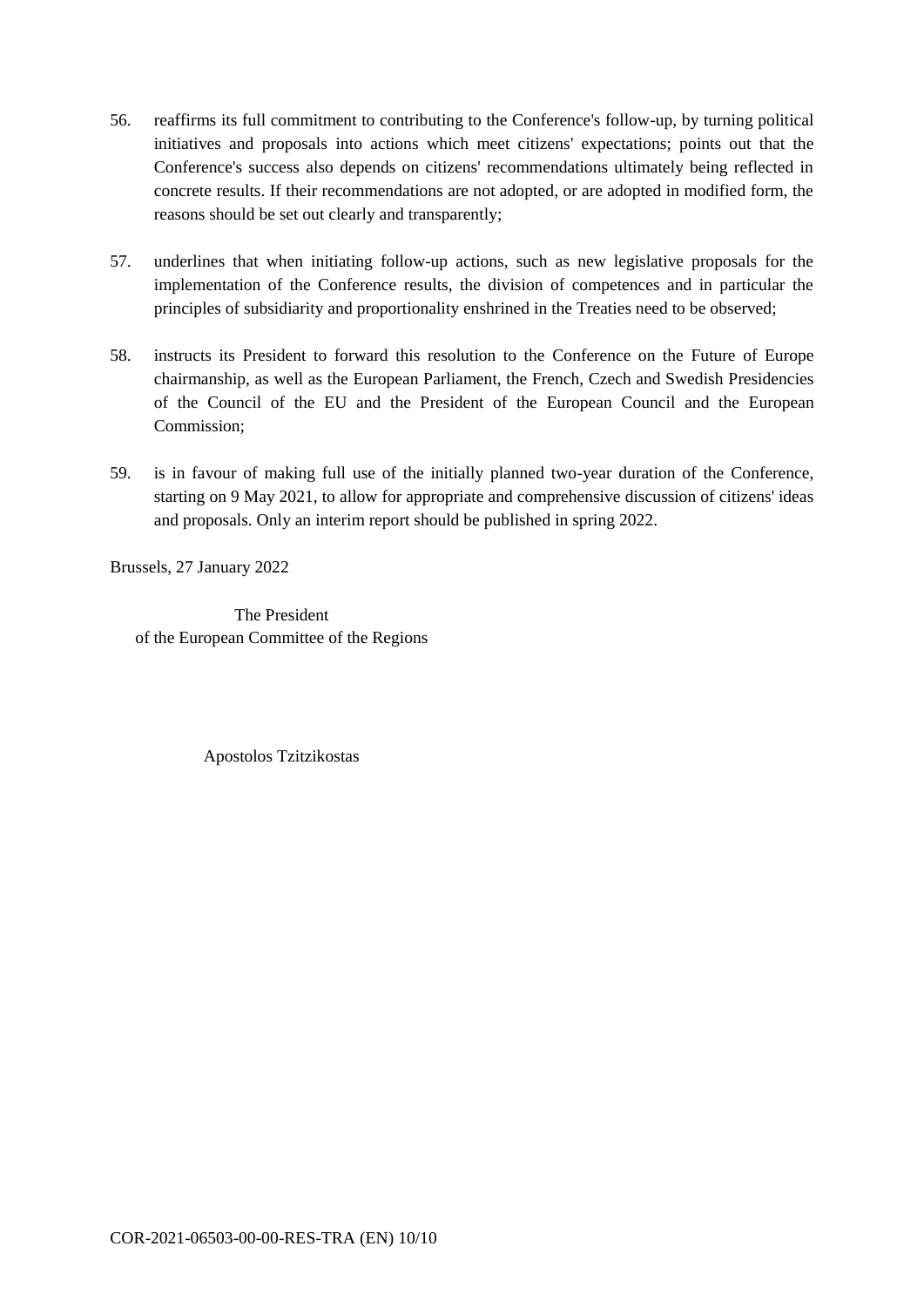56. reaffirms its full commitment to contributing to the Conference's follow-up, by turning political initiatives and proposals into actions which meet citizens' expectations; points out that the Conference's success also depends on citizens' recommendations ultimately being reflected in concrete results. If their recommendations are not adopted, or are adopted in modified form, the reasons should be set out clearly and transparently;

57. underlines that when initiating follow-up actions, such as new legislative proposals for the implementation of the Conference results, the division of competences and in particular the principles of subsidiarity and proportionality enshrined in the Treaties need to be observed;

58. instructs its President to forward this resolution to the Conference on the Future of Europe chairmanship, as well as the European Parliament, the French, Czech and Swedish Presidencies of the Council of the EU and the President of the European Council and the European Commission;

59. is in favour of making full use of the initially planned two-year duration of the Conference, starting on 9 May 2021, to allow for appropriate and comprehensive discussion of citizens' ideas and proposals. Only an interim report should be published in spring 2022.

Brussels, 27 January 2022

The President
of the European Committee of the Regions

Apostolos Tzitzikostas